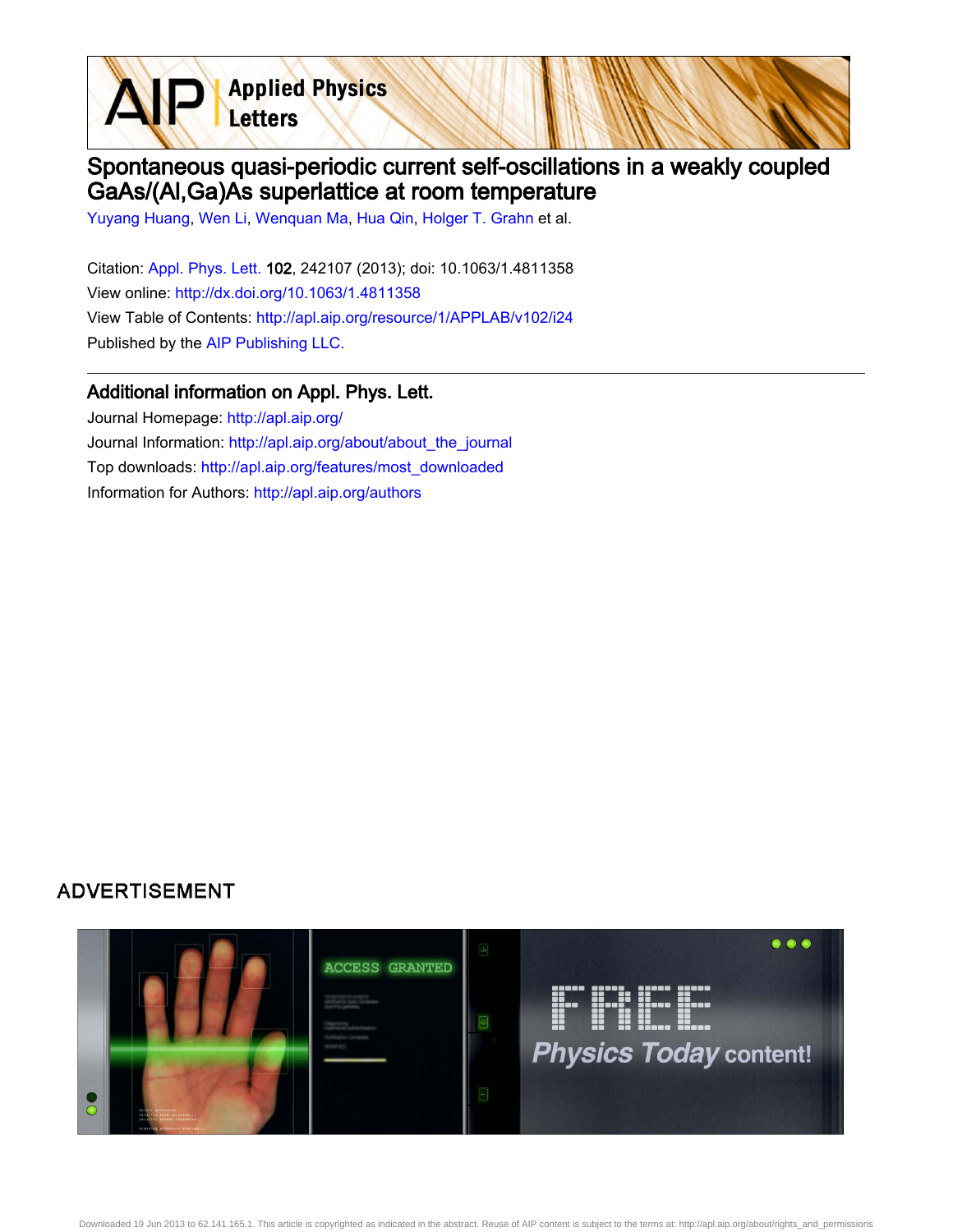# Spontaneous quasi-periodic current self-oscillations in a weakly coupled GaAs/(Al,Ga)As superlattice at room temperature

Yuyang Huang, Wen Li, Wenquan Ma, Hua Qin, Holger T. Grahn et al.

Citation: Appl. Phys. Lett. **102**, 242107 (2013); doi: 10.1063/1.4811358

View online: http://dx.doi.org/10.1063/1.4811358

View Table of Contents: http://apl.aip.org/resource/1/APPLAB/v102/i24

Published by the AIP Publishing LLC.

## Additional information on Appl. Phys. Lett.

Journal Homepage: http://apl.aip.org/

Journal Information: http://apl.aip.org/about/about_the_journal

Top downloads: http://apl.aip.org/features/most_downloaded

Information for Authors: http://apl.aip.org/authors

ADVERTISEMENT

Downloaded 19 Jun 2013 to 62.141.165.1. This article is copyrighted as indicated in the abstract. Reuse of AIP content is subject to the terms at: http://apl.aip.org/about/rights_and_permissions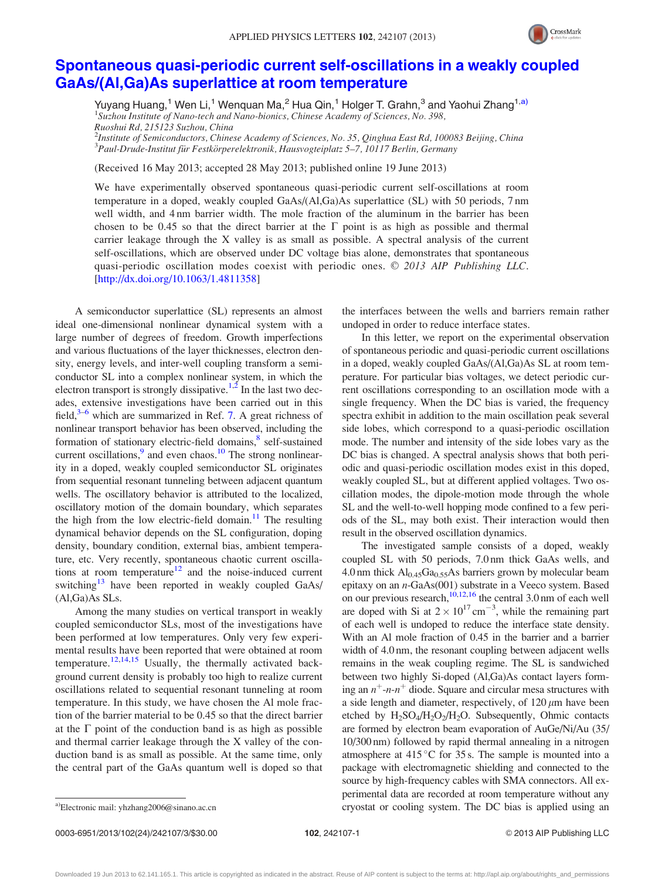# Spontaneous quasi-periodic current self-oscillations in a weakly coupled GaAs/(Al,Ga)As superlattice at room temperature

Yuyang Huang,[1] Wen Li,[1] Wenquan Ma,[2] Hua Qin,[1] Holger T. Grahn,[3] and Yaohui Zhang[1,a)]

[1]*Suzhou Institute of Nano-tech and Nano-bionics, Chinese Academy of Sciences, No. 398, Ruoshui Rd, 215123 Suzhou, China*
[2]*Institute of Semiconductors, Chinese Academy of Sciences, No. 35, Qinghua East Rd, 100083 Beijing, China*
[3]*Paul-Drude-Institut für Festkörperelektronik, Hausvogteiplatz 5–7, 10117 Berlin, Germany*

(Received 16 May 2013; accepted 28 May 2013; published online 19 June 2013)

We have experimentally observed spontaneous quasi-periodic current self-oscillations at room temperature in a doped, weakly coupled GaAs/(Al,Ga)As superlattice (SL) with 50 periods, 7 nm well width, and 4 nm barrier width. The mole fraction of the aluminum in the barrier has been chosen to be 0.45 so that the direct barrier at the Γ point is as high as possible and thermal carrier leakage through the X valley is as small as possible. A spectral analysis of the current self-oscillations, which are observed under DC voltage bias alone, demonstrates that spontaneous quasi-periodic oscillation modes coexist with periodic ones. © *2013 AIP Publishing LLC*. [http://dx.doi.org/10.1063/1.4811358]

A semiconductor superlattice (SL) represents an almost ideal one-dimensional nonlinear dynamical system with a large number of degrees of freedom. Growth imperfections and various fluctuations of the layer thicknesses, electron density, energy levels, and inter-well coupling transform a semiconductor SL into a complex nonlinear system, in which the electron transport is strongly dissipative.[1,2] In the last two decades, extensive investigations have been carried out in this field,[3–6] which are summarized in Ref. 7. A great richness of nonlinear transport behavior has been observed, including the formation of stationary electric-field domains,[8] self-sustained current oscillations,[9] and even chaos.[10] The strong nonlinearity in a doped, weakly coupled semiconductor SL originates from sequential resonant tunneling between adjacent quantum wells. The oscillatory behavior is attributed to the localized, oscillatory motion of the domain boundary, which separates the high from the low electric-field domain.[11] The resulting dynamical behavior depends on the SL configuration, doping density, boundary condition, external bias, ambient temperature, etc. Very recently, spontaneous chaotic current oscillations at room temperature[12] and the noise-induced current switching[13] have been reported in weakly coupled GaAs/(Al,Ga)As SLs.

Among the many studies on vertical transport in weakly coupled semiconductor SLs, most of the investigations have been performed at low temperatures. Only very few experimental results have been reported that were obtained at room temperature.[12,14,15] Usually, the thermally activated background current density is probably too high to realize current oscillations related to sequential resonant tunneling at room temperature. In this study, we have chosen the Al mole fraction of the barrier material to be 0.45 so that the direct barrier at the Γ point of the conduction band is as high as possible and thermal carrier leakage through the X valley of the conduction band is as small as possible. At the same time, only the central part of the GaAs quantum well is doped so that the interfaces between the wells and barriers remain rather undoped in order to reduce interface states.

In this letter, we report on the experimental observation of spontaneous periodic and quasi-periodic current oscillations in a doped, weakly coupled GaAs/(Al,Ga)As SL at room temperature. For particular bias voltages, we detect periodic current oscillations corresponding to an oscillation mode with a single frequency. When the DC bias is varied, the frequency spectra exhibit in addition to the main oscillation peak several side lobes, which correspond to a quasi-periodic oscillation mode. The number and intensity of the side lobes vary as the DC bias is changed. A spectral analysis shows that both periodic and quasi-periodic oscillation modes exist in this doped, weakly coupled SL, but at different applied voltages. Two oscillation modes, the dipole-motion mode through the whole SL and the well-to-well hopping mode confined to a few periods of the SL, may both exist. Their interaction would then result in the observed oscillation dynamics.

The investigated sample consists of a doped, weakly coupled SL with 50 periods, 7.0 nm thick GaAs wells, and 4.0 nm thick $Al_{0.45}Ga_{0.55}As$ barriers grown by molecular beam epitaxy on an *n*-GaAs(001) substrate in a Veeco system. Based on our previous research,[10,12,16] the central 3.0 nm of each well are doped with Si at $2 \times 10^{17}$ cm$^{-3}$, while the remaining part of each well is undoped to reduce the interface state density. With an Al mole fraction of 0.45 in the barrier and a barrier width of 4.0 nm, the resonant coupling between adjacent wells remains in the weak coupling regime. The SL is sandwiched between two highly Si-doped (Al,Ga)As contact layers forming an $n^+$-$n$-$n^+$ diode. Square and circular mesa structures with a side length and diameter, respectively, of 120 $\mu$m have been etched by $H_2SO_4/H_2O_2/H_2O$. Subsequently, Ohmic contacts are formed by electron beam evaporation of AuGe/Ni/Au (35/10/300 nm) followed by rapid thermal annealing in a nitrogen atmosphere at 415 °C for 35 s. The sample is mounted into a package with electromagnetic shielding and connected to the source by high-frequency cables with SMA connectors. All experimental data are recorded at room temperature without any cryostat or cooling system. The DC bias is applied using an

a)Electronic mail: yhzhang2006@sinano.ac.cn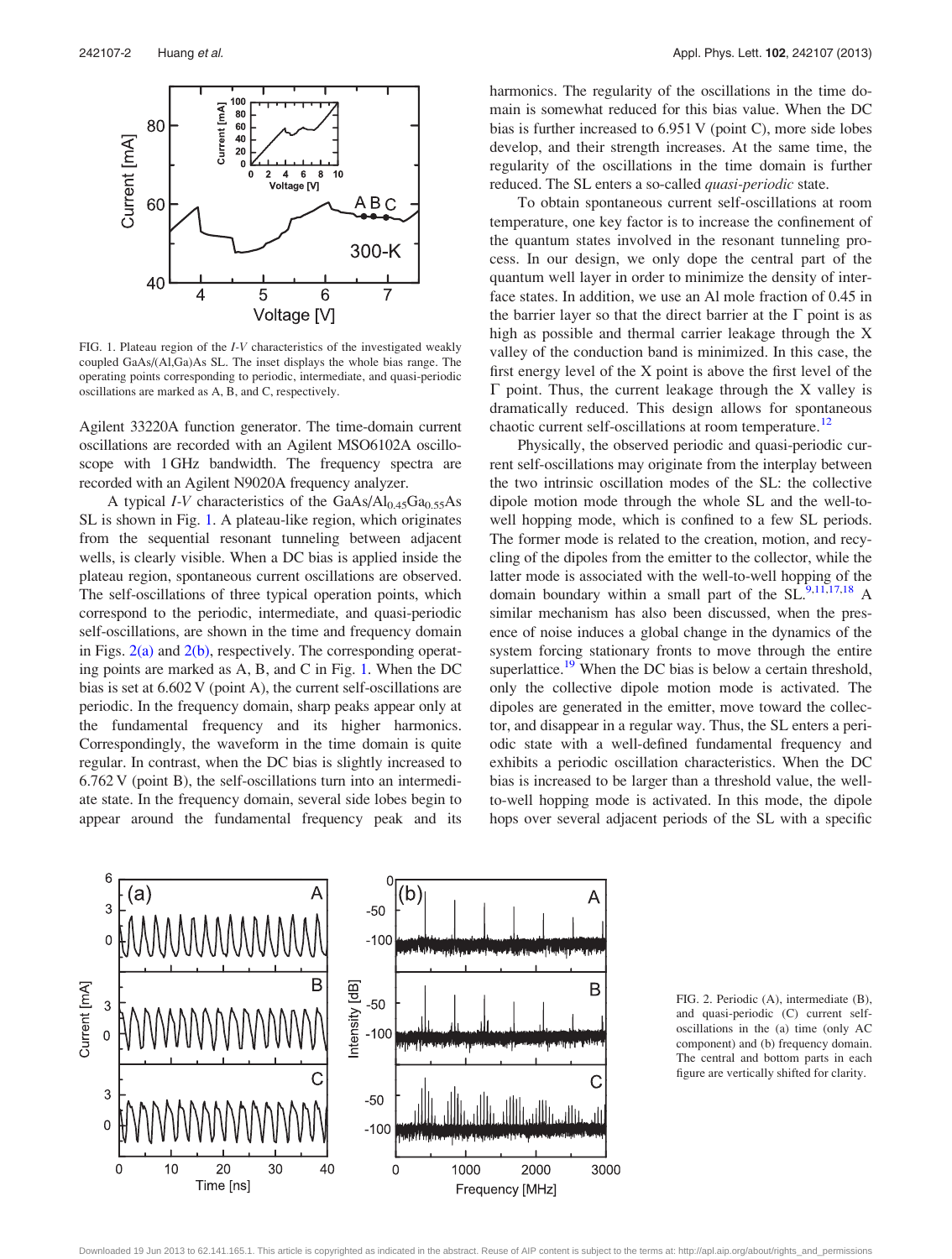FIG. 1. Plateau region of the *I-V* characteristics of the investigated weakly coupled GaAs/(Al,Ga)As SL. The inset displays the whole bias range. The operating points corresponding to periodic, intermediate, and quasi-periodic oscillations are marked as A, B, and C, respectively.

Agilent 33220A function generator. The time-domain current oscillations are recorded with an Agilent MSO6102A oscilloscope with 1 GHz bandwidth. The frequency spectra are recorded with an Agilent N9020A frequency analyzer.

A typical *I-V* characteristics of the GaAs/$Al_{0.45}Ga_{0.55}As$ SL is shown in Fig. 1. A plateau-like region, which originates from the sequential resonant tunneling between adjacent wells, is clearly visible. When a DC bias is applied inside the plateau region, spontaneous current oscillations are observed. The self-oscillations of three typical operation points, which correspond to the periodic, intermediate, and quasi-periodic self-oscillations, are shown in the time and frequency domain in Figs. 2(a) and 2(b), respectively. The corresponding operating points are marked as A, B, and C in Fig. 1. When the DC bias is set at 6.602 V (point A), the current self-oscillations are periodic. In the frequency domain, sharp peaks appear only at the fundamental frequency and its higher harmonics. Correspondingly, the waveform in the time domain is quite regular. In contrast, when the DC bias is slightly increased to 6.762 V (point B), the self-oscillations turn into an intermediate state. In the frequency domain, several side lobes begin to appear around the fundamental frequency peak and its harmonics. The regularity of the oscillations in the time domain is somewhat reduced for this bias value. When the DC bias is further increased to 6.951 V (point C), more side lobes develop, and their strength increases. At the same time, the regularity of the oscillations in the time domain is further reduced. The SL enters a so-called *quasi-periodic* state.

To obtain spontaneous current self-oscillations at room temperature, one key factor is to increase the confinement of the quantum states involved in the resonant tunneling process. In our design, we only dope the central part of the quantum well layer in order to minimize the density of interface states. In addition, we use an Al mole fraction of 0.45 in the barrier layer so that the direct barrier at the $\Gamma$ point is as high as possible and thermal carrier leakage through the X valley of the conduction band is minimized. In this case, the first energy level of the X point is above the first level of the $\Gamma$ point. Thus, the current leakage through the X valley is dramatically reduced. This design allows for spontaneous chaotic current self-oscillations at room temperature.[12]

Physically, the observed periodic and quasi-periodic current self-oscillations may originate from the interplay between the two intrinsic oscillation modes of the SL: the collective dipole motion mode through the whole SL and the well-to-well hopping mode, which is confined to a few SL periods. The former mode is related to the creation, motion, and recycling of the dipoles from the emitter to the collector, while the latter mode is associated with the well-to-well hopping of the domain boundary within a small part of the SL.[9,11,17,18] A similar mechanism has also been discussed, when the presence of noise induces a global change in the dynamics of the system forcing stationary fronts to move through the entire superlattice.[19] When the DC bias is below a certain threshold, only the collective dipole motion mode is activated. The dipoles are generated in the emitter, move toward the collector, and disappear in a regular way. Thus, the SL enters a periodic state with a well-defined fundamental frequency and exhibits a periodic oscillation characteristics. When the DC bias is increased to be larger than a threshold value, the well-to-well hopping mode is activated. In this mode, the dipole hops over several adjacent periods of the SL with a specific

FIG. 2. Periodic (A), intermediate (B), and quasi-periodic (C) current self-oscillations in the (a) time (only AC component) and (b) frequency domain. The central and bottom parts in each figure are vertically shifted for clarity.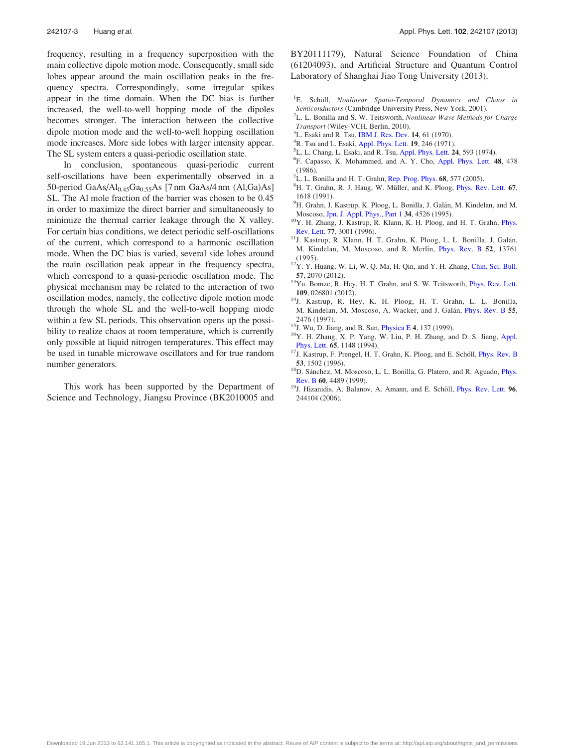frequency, resulting in a frequency superposition with the main collective dipole motion mode. Consequently, small side lobes appear around the main oscillation peaks in the frequency spectra. Correspondingly, some irregular spikes appear in the time domain. When the DC bias is further increased, the well-to-well hopping mode of the dipoles becomes stronger. The interaction between the collective dipole motion mode and the well-to-well hopping oscillation mode increases. More side lobes with larger intensity appear. The SL system enters a quasi-periodic oscillation state.

In conclusion, spontaneous quasi-periodic current self-oscillations have been experimentally observed in a 50-period GaAs/$Al_{0.45}Ga_{0.55}As$ [7 nm GaAs/4 nm (Al,Ga)As] SL. The Al mole fraction of the barrier was chosen to be 0.45 in order to maximize the direct barrier and simultaneously to minimize the thermal carrier leakage through the X valley. For certain bias conditions, we detect periodic self-oscillations of the current, which correspond to a harmonic oscillation mode. When the DC bias is varied, several side lobes around the main oscillation peak appear in the frequency spectra, which correspond to a quasi-periodic oscillation mode. The physical mechanism may be related to the interaction of two oscillation modes, namely, the collective dipole motion mode through the whole SL and the well-to-well hopping mode within a few SL periods. This observation opens up the possibility to realize chaos at room temperature, which is currently only possible at liquid nitrogen temperatures. This effect may be used in tunable microwave oscillators and for true random number generators.

This work has been supported by the Department of Science and Technology, Jiangsu Province (BK2010005 and BY20111179), Natural Science Foundation of China (61204093), and Artificial Structure and Quantum Control Laboratory of Shanghai Jiao Tong University (2013).

[1] E. Schöll, *Nonlinear Spatio-Temporal Dynamics and Chaos in Semiconductors* (Cambridge University Press, New York, 2001).
[2] L. L. Bonilla and S. W. Teitsworth, *Nonlinear Wave Methods for Charge Transport* (Wiley-VCH, Berlin, 2010).
[3] L. Esaki and R. Tsu, IBM J. Res. Dev. **14**, 61 (1970).
[4] R. Tsu and L. Esaki, Appl. Phys. Lett. **19**, 246 (1971).
[5] L. L. Chang, L. Esaki, and R. Tsu, Appl. Phys. Lett. **24**, 593 (1974).
[6] F. Capasso, K. Mohammed, and A. Y. Cho, Appl. Phys. Lett. **48**, 478 (1986).
[7] L. L. Bonilla and H. T. Grahn, Rep. Prog. Phys. **68**, 577 (2005).
[8] H. T. Grahn, R. J. Haug, W. Müller, and K. Ploog, Phys. Rev. Lett. **67**, 1618 (1991).
[9] H. Grahn, J. Kastrup, K. Ploog, L. Bonilla, J. Galán, M. Kindelan, and M. Moscoso, Jpn. J. Appl. Phys., Part 1 **34**, 4526 (1995).
[10] Y. H. Zhang, J. Kastrup, R. Klann, K. H. Ploog, and H. T. Grahn, Phys. Rev. Lett. **77**, 3001 (1996).
[11] J. Kastrup, R. Klann, H. T. Grahn, K. Ploog, L. L. Bonilla, J. Galán, M. Kindelan, M. Moscoso, and R. Merlin, Phys. Rev. B **52**, 13761 (1995).
[12] Y. Y. Huang, W. Li, W. Q. Ma, H. Qin, and Y. H. Zhang, Chin. Sci. Bull. **57**, 2070 (2012).
[13] Yu. Bomze, R. Hey, H. T. Grahn, and S. W. Teitsworth, Phys. Rev. Lett. **109**, 026801 (2012).
[14] J. Kastrup, R. Hey, K. H. Ploog, H. T. Grahn, L. L. Bonilla, M. Kindelan, M. Moscoso, A. Wacker, and J. Galán, Phys. Rev. B **55**, 2476 (1997).
[15] J. Wu, D. Jiang, and B. Sun, Physica E **4**, 137 (1999).
[16] Y. H. Zhang, X. P. Yang, W. Liu, P. H. Zhang, and D. S. Jiang, Appl. Phys. Lett. **65**, 1148 (1994).
[17] J. Kastrup, F. Prengel, H. T. Grahn, K. Ploog, and E. Schöll, Phys. Rev. B **53**, 1502 (1996).
[18] D. Sánchez, M. Moscoso, L. L. Bonilla, G. Platero, and R. Aguado, Phys. Rev. B **60**, 4489 (1999).
[19] J. Hizanidis, A. Balanov, A. Amann, and E. Schöll, Phys. Rev. Lett. **96**, 244104 (2006).